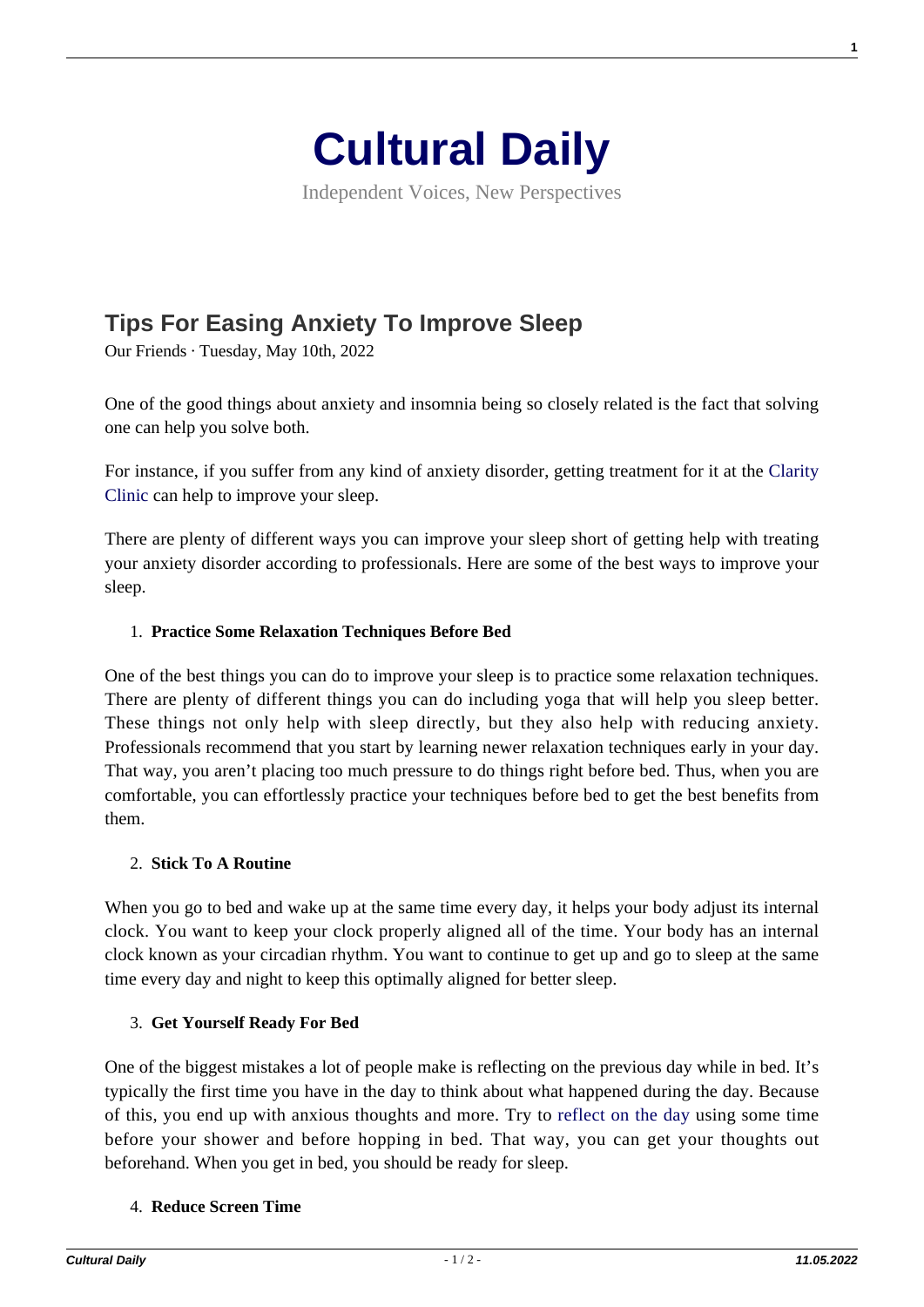# Cultural Daily

Independent Voices, New Perspectives

## Tips For Easing Anxiety To Improve Sleep

Our Friends · Tuesday, May 10th, 2022

One of the good things about anxiety and insomnia being so closely related is the fact that solving one can help you solve both.

For instance, if you suffer from any kind of anxiety disorder, getting treatment for it at the Clarity Clinic can help to improve your sleep.

There are plenty of different ways you can improve your sleep short of getting help with treating your anxiety disorder according to professionals. Here are some of the best ways to improve your sleep.

1. **Practice Some Relaxation Techniques Before Bed**

One of the best things you can do to improve your sleep is to practice some relaxation techniques. There are plenty of different things you can do including yoga that will help you sleep better. These things not only help with sleep directly, but they also help with reducing anxiety. Professionals recommend that you start by learning newer relaxation techniques early in your day. That way, you aren't placing too much pressure to do things right before bed. Thus, when you are comfortable, you can effortlessly practice your techniques before bed to get the best benefits from them.

2. **Stick To A Routine**

When you go to bed and wake up at the same time every day, it helps your body adjust its internal clock. You want to keep your clock properly aligned all of the time. Your body has an internal clock known as your circadian rhythm. You want to continue to get up and go to sleep at the same time every day and night to keep this optimally aligned for better sleep.

3. **Get Yourself Ready For Bed**

One of the biggest mistakes a lot of people make is reflecting on the previous day while in bed. It's typically the first time you have in the day to think about what happened during the day. Because of this, you end up with anxious thoughts and more. Try to reflect on the day using some time before your shower and before hopping in bed. That way, you can get your thoughts out beforehand. When you get in bed, you should be ready for sleep.

4. **Reduce Screen Time**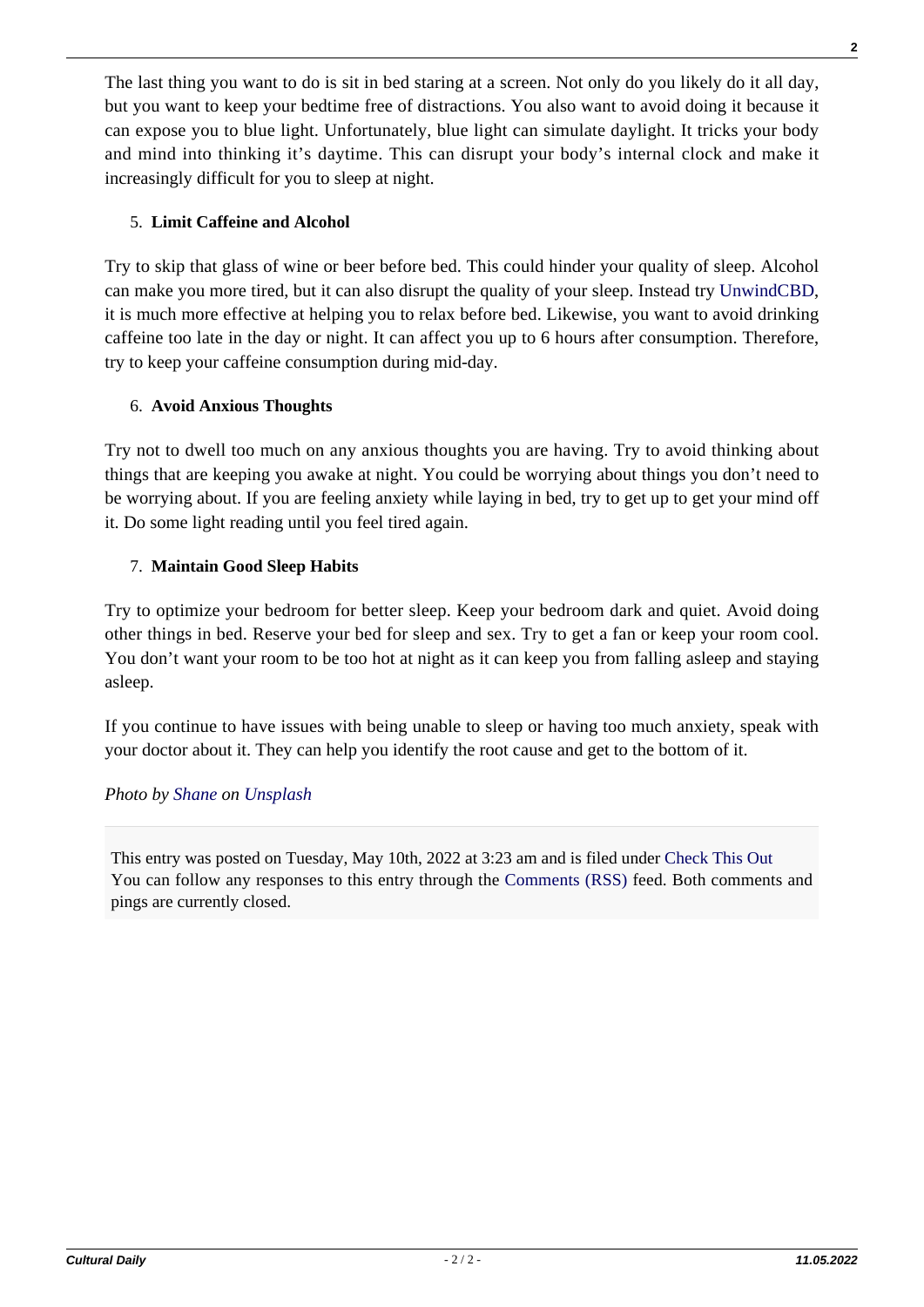The last thing you want to do is sit in bed staring at a screen. Not only do you likely do it all day, but you want to keep your bedtime free of distractions. You also want to avoid doing it because it can expose you to blue light. Unfortunately, blue light can simulate daylight. It tricks your body and mind into thinking it's daytime. This can disrupt your body's internal clock and make it increasingly difficult for you to sleep at night.

5. **Limit Caffeine and Alcohol**

Try to skip that glass of wine or beer before bed. This could hinder your quality of sleep. Alcohol can make you more tired, but it can also disrupt the quality of your sleep. Instead try UnwindCBD, it is much more effective at helping you to relax before bed. Likewise, you want to avoid drinking caffeine too late in the day or night. It can affect you up to 6 hours after consumption. Therefore, try to keep your caffeine consumption during mid-day.

6. **Avoid Anxious Thoughts**

Try not to dwell too much on any anxious thoughts you are having. Try to avoid thinking about things that are keeping you awake at night. You could be worrying about things you don't need to be worrying about. If you are feeling anxiety while laying in bed, try to get up to get your mind off it. Do some light reading until you feel tired again.

7. **Maintain Good Sleep Habits**

Try to optimize your bedroom for better sleep. Keep your bedroom dark and quiet. Avoid doing other things in bed. Reserve your bed for sleep and sex. Try to get a fan or keep your room cool. You don't want your room to be too hot at night as it can keep you from falling asleep and staying asleep.

If you continue to have issues with being unable to sleep or having too much anxiety, speak with your doctor about it. They can help you identify the root cause and get to the bottom of it.

*Photo by Shane on Unsplash*

This entry was posted on Tuesday, May 10th, 2022 at 3:23 am and is filed under Check This Out
You can follow any responses to this entry through the Comments (RSS) feed. Both comments and pings are currently closed.